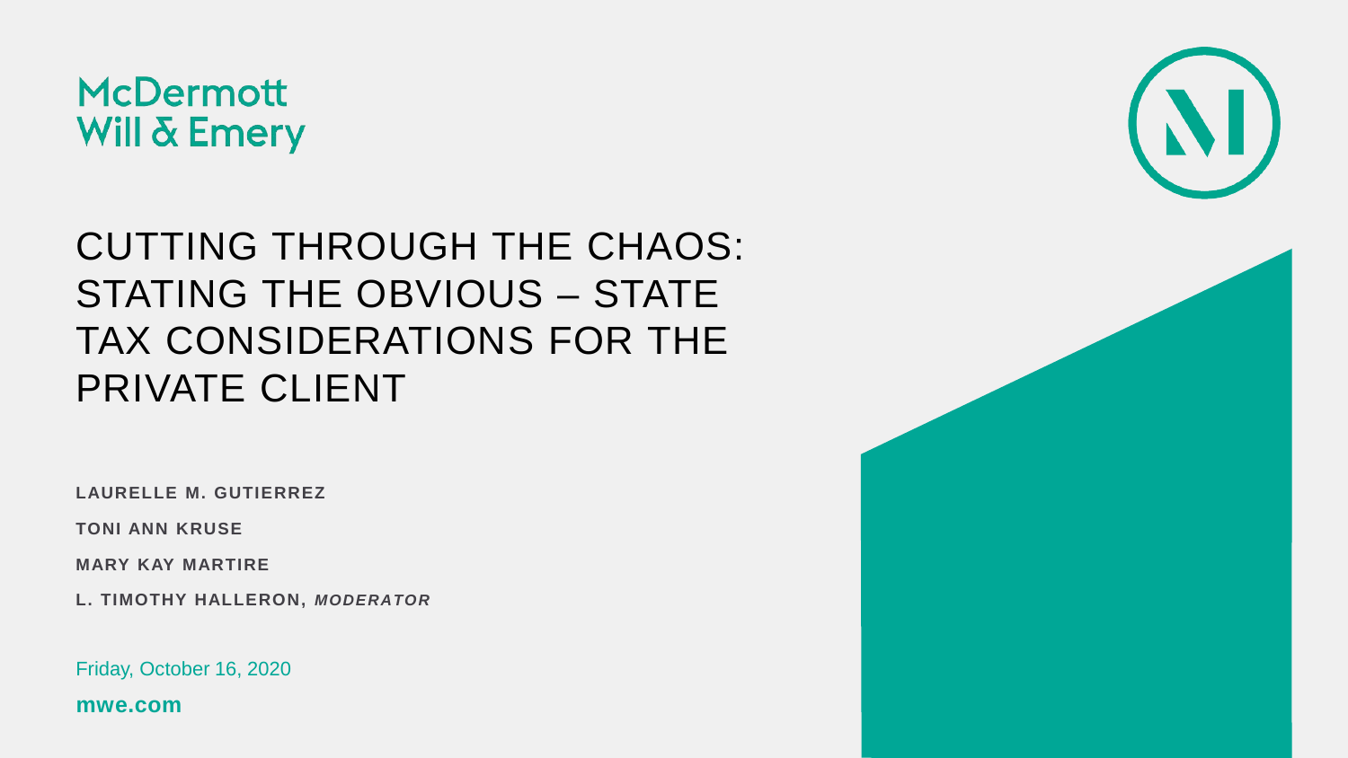McDermott
Will & Emery

# CUTTING THROUGH THE CHAOS: STATING THE OBVIOUS – STATE TAX CONSIDERATIONS FOR THE PRIVATE CLIENT

**LAURELLE M. GUTIERREZ**

**TONI ANN KRUSE**

**MARY KAY MARTIRE**

**L. TIMOTHY HALLERON,** ***MODERATOR***

Friday, October 16, 2020

**mwe.com**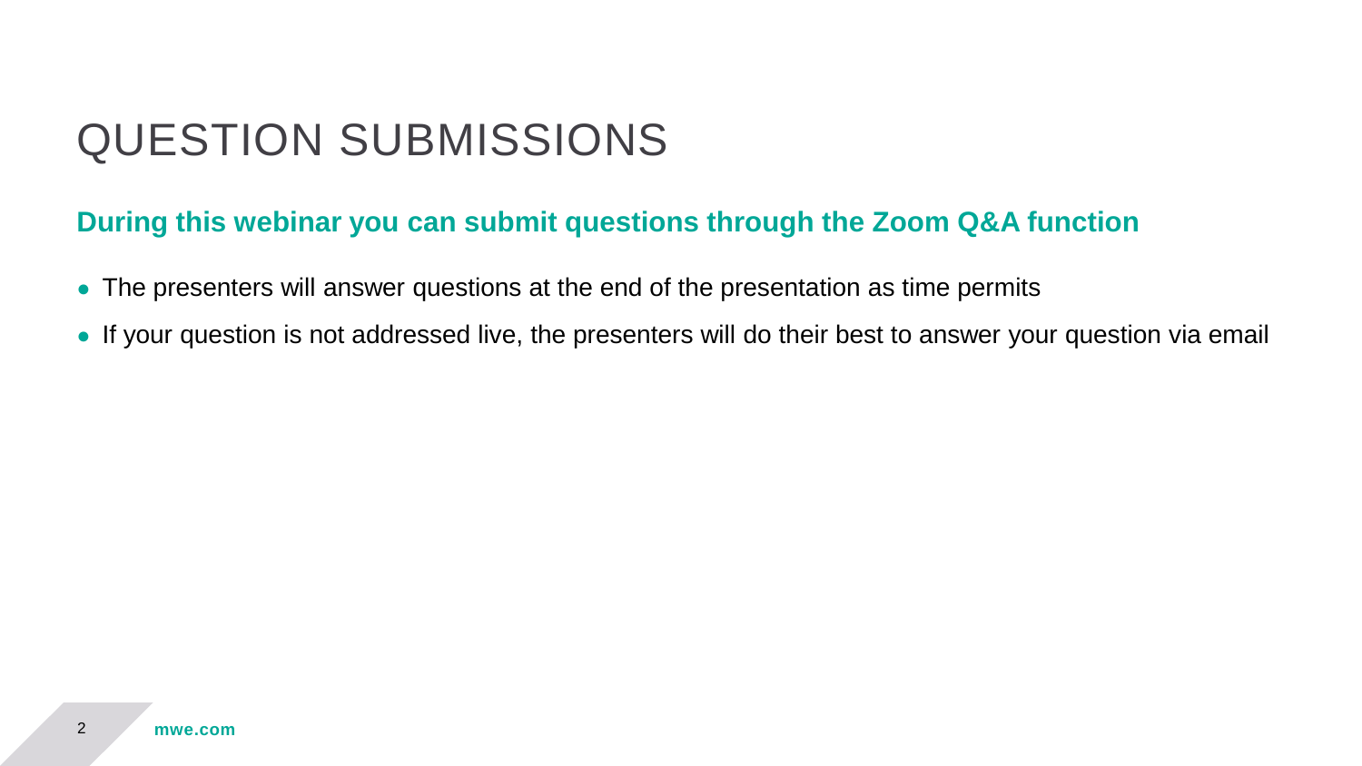# QUESTION SUBMISSIONS

**During this webinar you can submit questions through the Zoom Q&A function**

- The presenters will answer questions at the end of the presentation as time permits
- If your question is not addressed live, the presenters will do their best to answer your question via email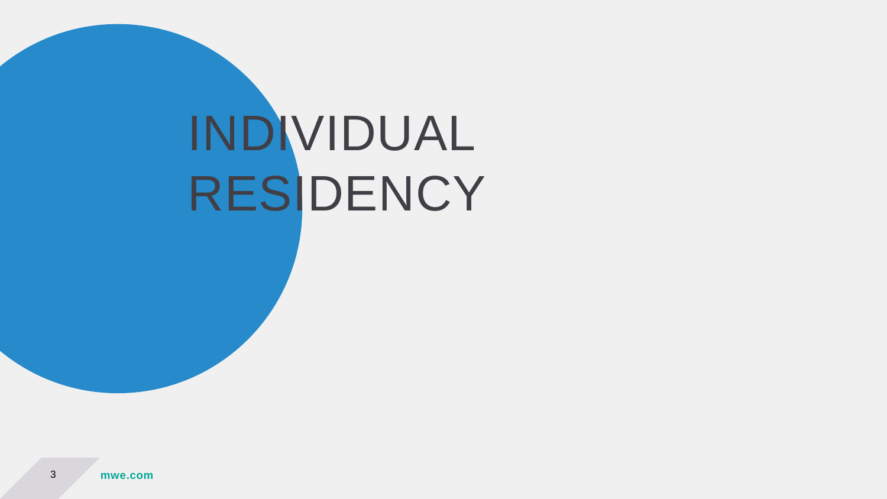# INDIVIDUAL RESIDENCY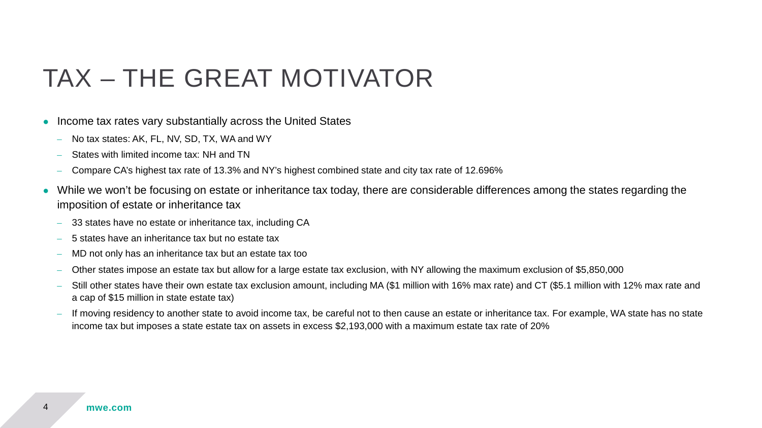# TAX – THE GREAT MOTIVATOR

- Income tax rates vary substantially across the United States
  - No tax states: AK, FL, NV, SD, TX, WA and WY
  - States with limited income tax: NH and TN
  - Compare CA's highest tax rate of 13.3% and NY's highest combined state and city tax rate of 12.696%
- While we won't be focusing on estate or inheritance tax today, there are considerable differences among the states regarding the imposition of estate or inheritance tax
  - 33 states have no estate or inheritance tax, including CA
  - 5 states have an inheritance tax but no estate tax
  - MD not only has an inheritance tax but an estate tax too
  - Other states impose an estate tax but allow for a large estate tax exclusion, with NY allowing the maximum exclusion of $5,850,000
  - Still other states have their own estate tax exclusion amount, including MA ($1 million with 16% max rate) and CT ($5.1 million with 12% max rate and a cap of $15 million in state estate tax)
  - If moving residency to another state to avoid income tax, be careful not to then cause an estate or inheritance tax. For example, WA state has no state income tax but imposes a state estate tax on assets in excess $2,193,000 with a maximum estate tax rate of 20%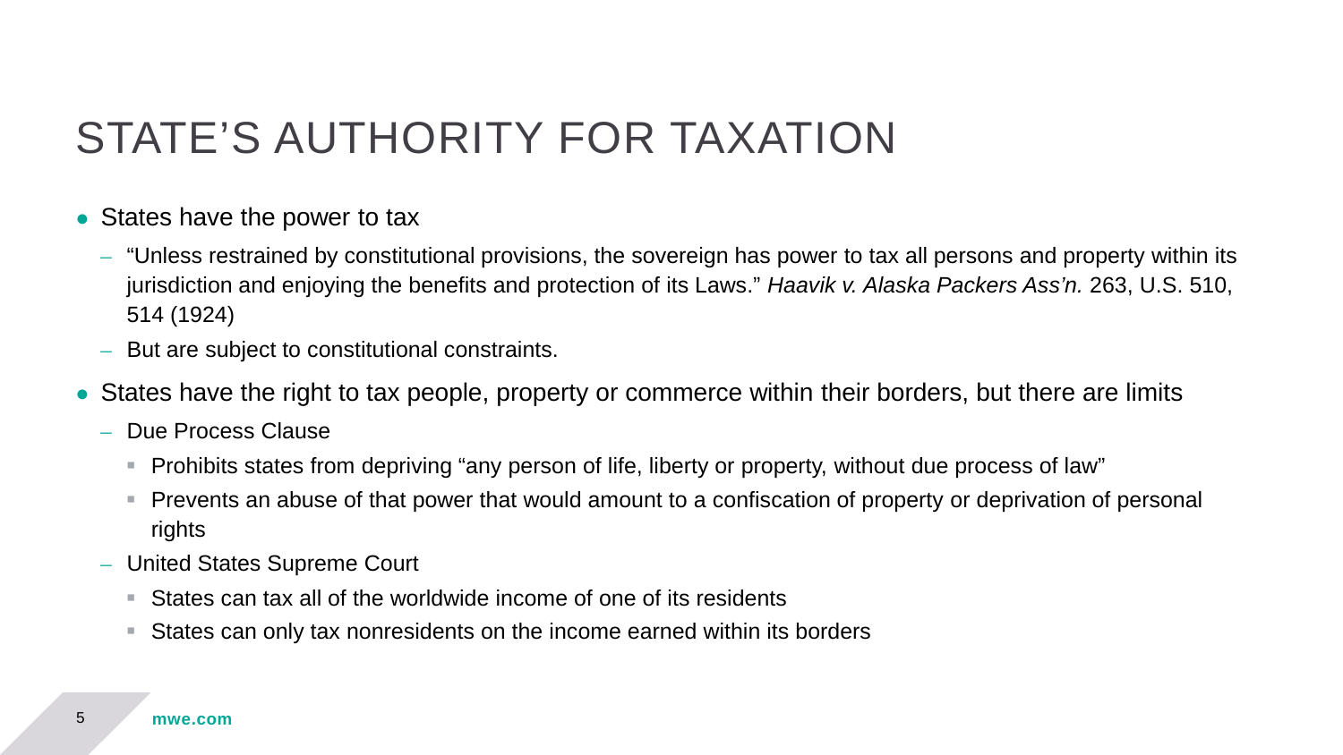# STATE'S AUTHORITY FOR TAXATION

- States have the power to tax
  - "Unless restrained by constitutional provisions, the sovereign has power to tax all persons and property within its jurisdiction and enjoying the benefits and protection of its Laws." *Haavik v. Alaska Packers Ass'n.* 263, U.S. 510, 514 (1924)
  - But are subject to constitutional constraints.
- States have the right to tax people, property or commerce within their borders, but there are limits
  - Due Process Clause
    - Prohibits states from depriving "any person of life, liberty or property, without due process of law"
    - Prevents an abuse of that power that would amount to a confiscation of property or deprivation of personal rights
  - United States Supreme Court
    - States can tax all of the worldwide income of one of its residents
    - States can only tax nonresidents on the income earned within its borders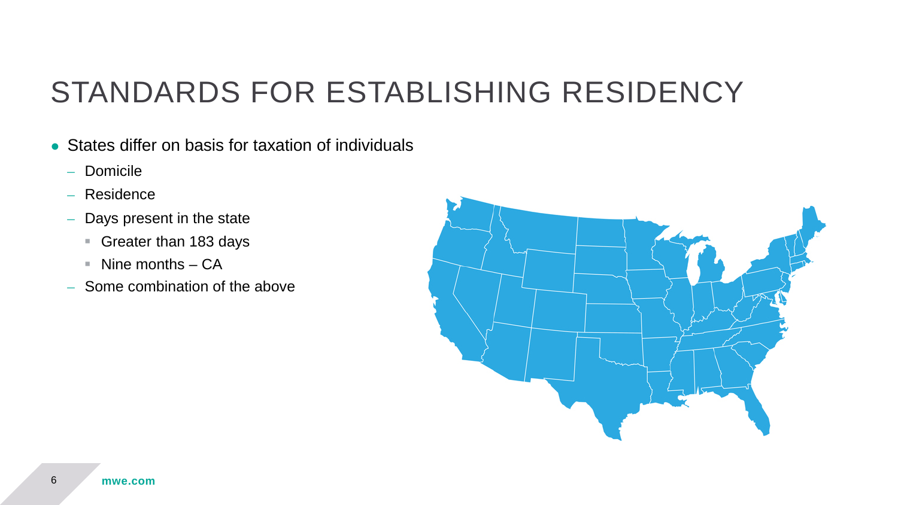# STANDARDS FOR ESTABLISHING RESIDENCY

- States differ on basis for taxation of individuals
  - Domicile
  - Residence
  - Days present in the state
    - Greater than 183 days
    - Nine months – CA
  - Some combination of the above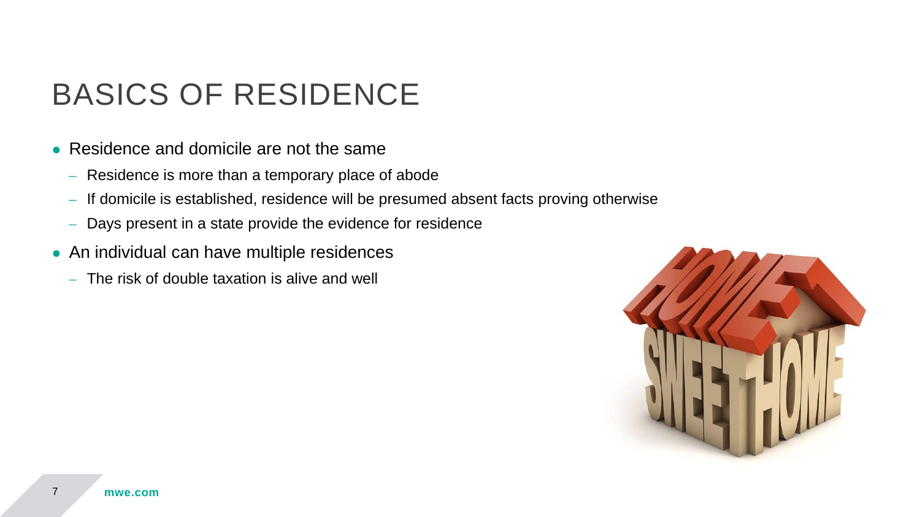# BASICS OF RESIDENCE

- Residence and domicile are not the same
  - Residence is more than a temporary place of abode
  - If domicile is established, residence will be presumed absent facts proving otherwise
  - Days present in a state provide the evidence for residence
- An individual can have multiple residences
  - The risk of double taxation is alive and well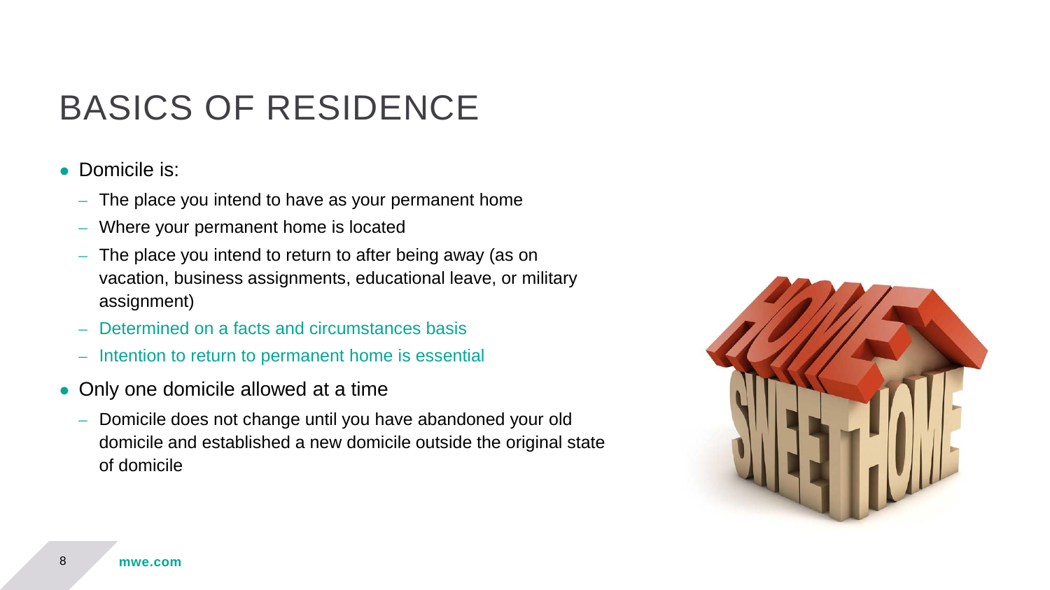# BASICS OF RESIDENCE

- Domicile is:
  - The place you intend to have as your permanent home
  - Where your permanent home is located
  - The place you intend to return to after being away (as on vacation, business assignments, educational leave, or military assignment)
  - Determined on a facts and circumstances basis
  - Intention to return to permanent home is essential
- Only one domicile allowed at a time
  - Domicile does not change until you have abandoned your old domicile and established a new domicile outside the original state of domicile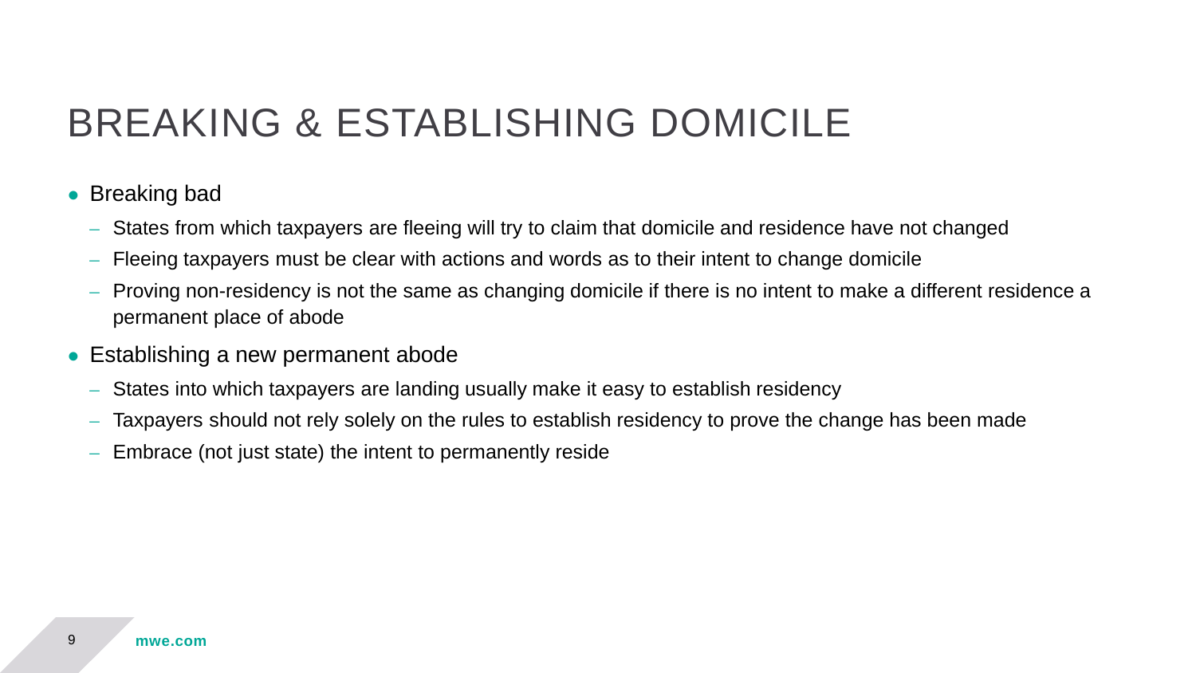# BREAKING & ESTABLISHING DOMICILE

- Breaking bad
  - States from which taxpayers are fleeing will try to claim that domicile and residence have not changed
  - Fleeing taxpayers must be clear with actions and words as to their intent to change domicile
  - Proving non-residency is not the same as changing domicile if there is no intent to make a different residence a permanent place of abode
- Establishing a new permanent abode
  - States into which taxpayers are landing usually make it easy to establish residency
  - Taxpayers should not rely solely on the rules to establish residency to prove the change has been made
  - Embrace (not just state) the intent to permanently reside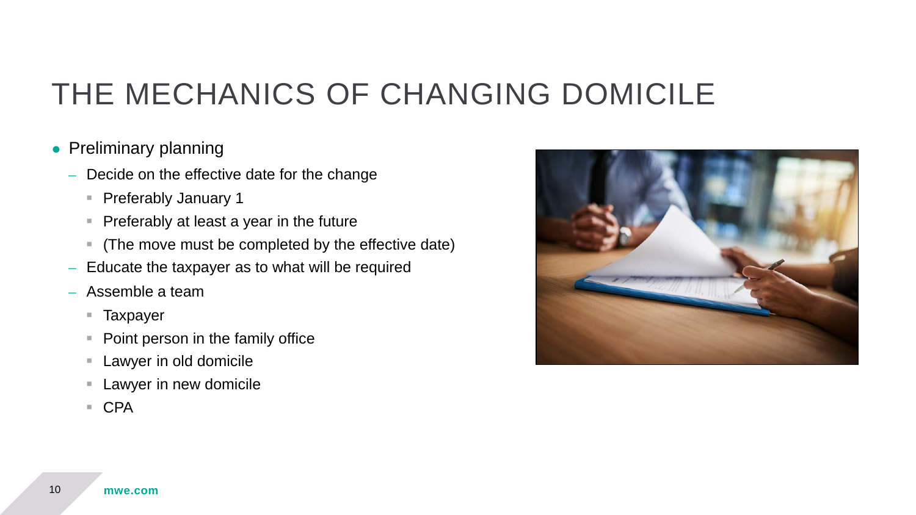# THE MECHANICS OF CHANGING DOMICILE

- Preliminary planning
  - Decide on the effective date for the change
    - Preferably January 1
    - Preferably at least a year in the future
    - (The move must be completed by the effective date)
  - Educate the taxpayer as to what will be required
  - Assemble a team
    - Taxpayer
    - Point person in the family office
    - Lawyer in old domicile
    - Lawyer in new domicile
    - CPA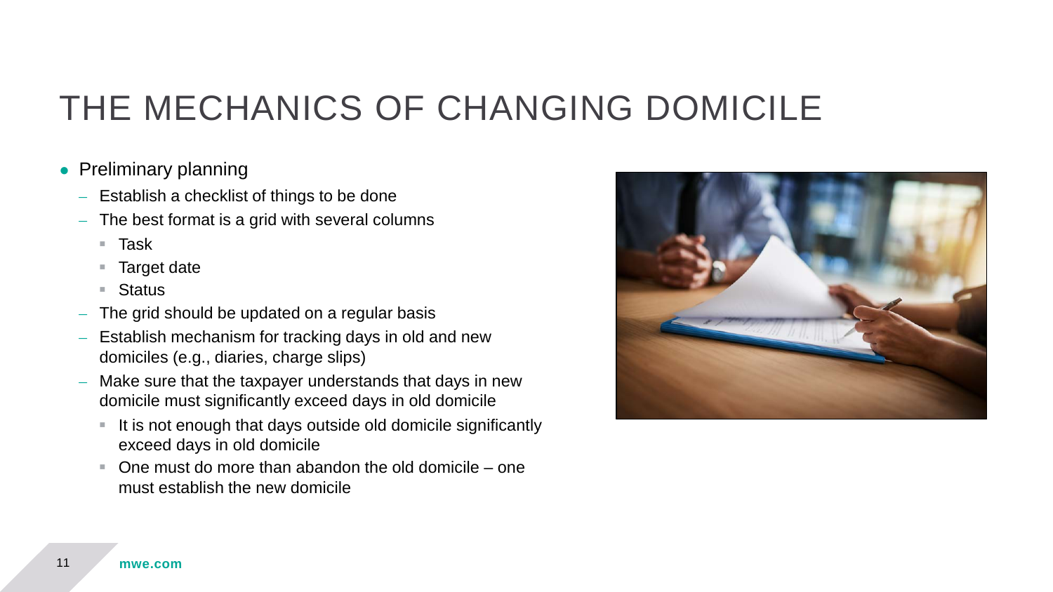# THE MECHANICS OF CHANGING DOMICILE

- Preliminary planning
  - Establish a checklist of things to be done
  - The best format is a grid with several columns
    - Task
    - Target date
    - Status
  - The grid should be updated on a regular basis
  - Establish mechanism for tracking days in old and new domiciles (e.g., diaries, charge slips)
  - Make sure that the taxpayer understands that days in new domicile must significantly exceed days in old domicile
    - It is not enough that days outside old domicile significantly exceed days in old domicile
    - One must do more than abandon the old domicile – one must establish the new domicile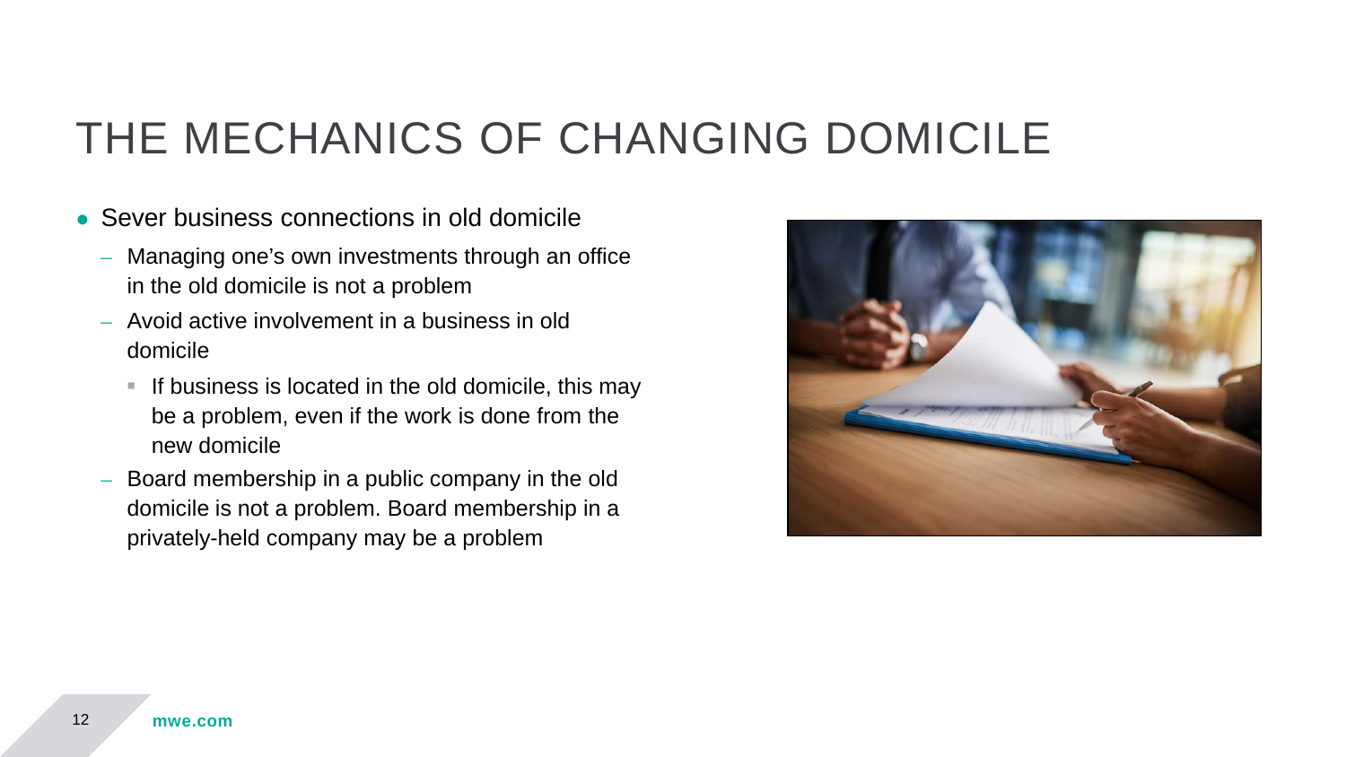# THE MECHANICS OF CHANGING DOMICILE

- Sever business connections in old domicile
  - Managing one's own investments through an office in the old domicile is not a problem
  - Avoid active involvement in a business in old domicile
    - If business is located in the old domicile, this may be a problem, even if the work is done from the new domicile
  - Board membership in a public company in the old domicile is not a problem. Board membership in a privately-held company may be a problem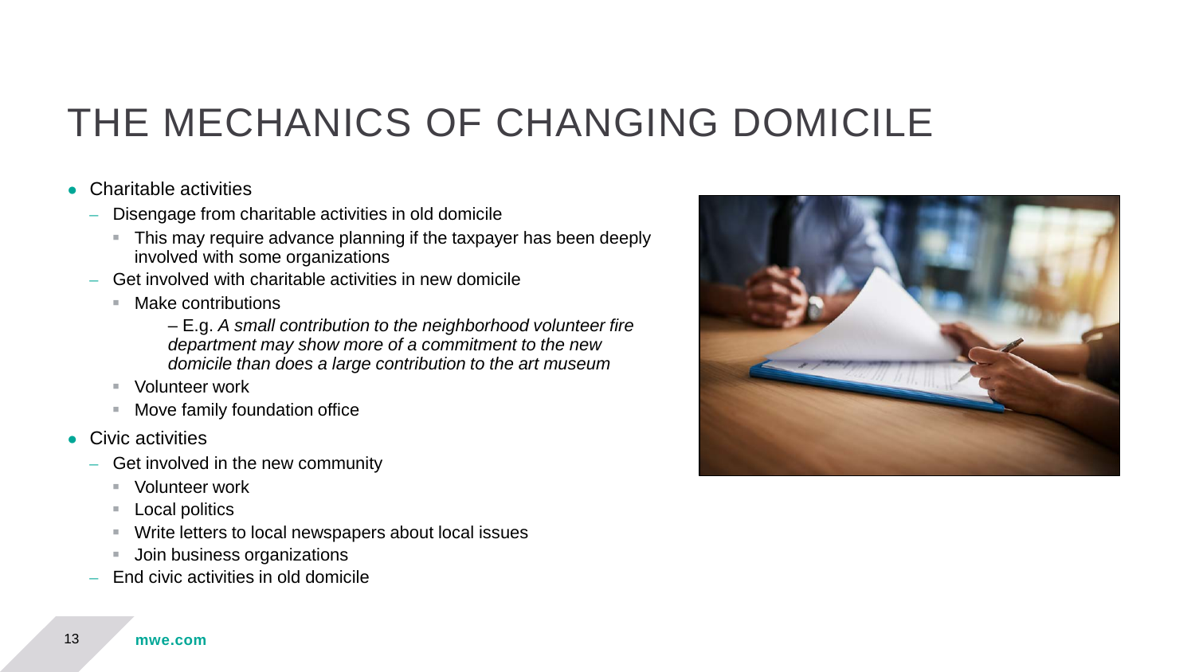# THE MECHANICS OF CHANGING DOMICILE

- Charitable activities
  - Disengage from charitable activities in old domicile
    - This may require advance planning if the taxpayer has been deeply involved with some organizations
  - Get involved with charitable activities in new domicile
    - Make contributions
      - E.g. *A small contribution to the neighborhood volunteer fire department may show more of a commitment to the new domicile than does a large contribution to the art museum*
    - Volunteer work
    - Move family foundation office
- Civic activities
  - Get involved in the new community
    - Volunteer work
    - Local politics
    - Write letters to local newspapers about local issues
    - Join business organizations
  - End civic activities in old domicile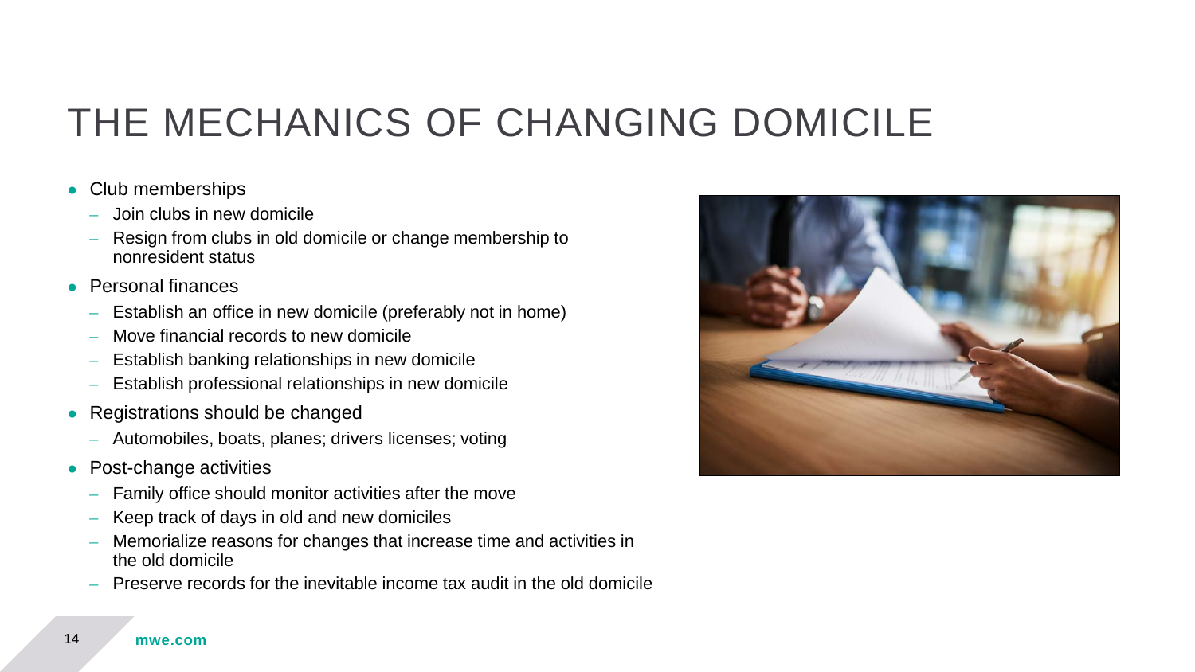# THE MECHANICS OF CHANGING DOMICILE

- Club memberships
  - Join clubs in new domicile
  - Resign from clubs in old domicile or change membership to nonresident status
- Personal finances
  - Establish an office in new domicile (preferably not in home)
  - Move financial records to new domicile
  - Establish banking relationships in new domicile
  - Establish professional relationships in new domicile
- Registrations should be changed
  - Automobiles, boats, planes; drivers licenses; voting
- Post-change activities
  - Family office should monitor activities after the move
  - Keep track of days in old and new domiciles
  - Memorialize reasons for changes that increase time and activities in the old domicile
  - Preserve records for the inevitable income tax audit in the old domicile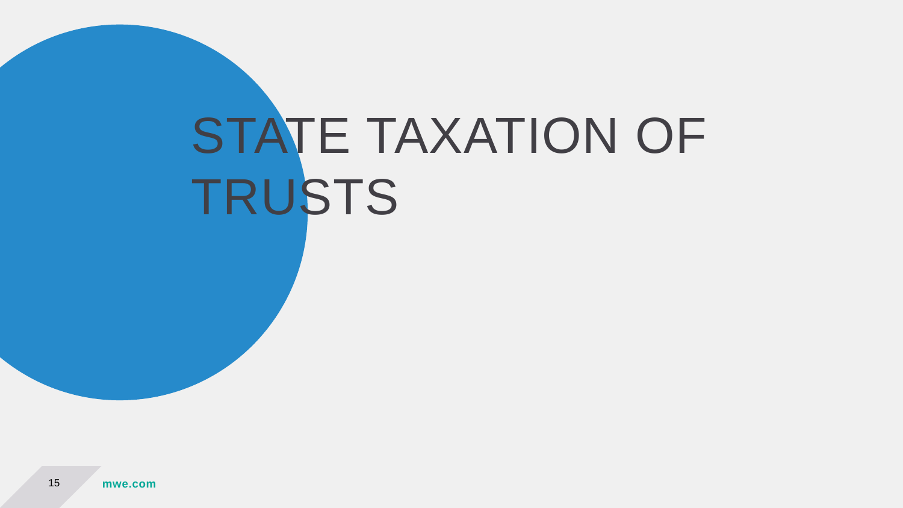# STATE TAXATION OF TRUSTS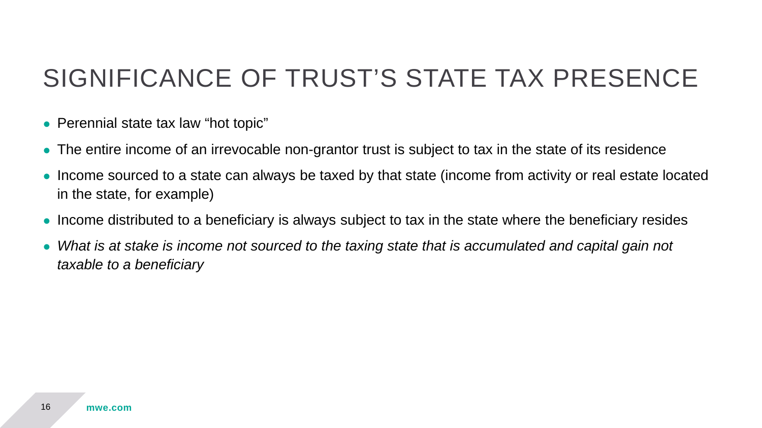# SIGNIFICANCE OF TRUST’S STATE TAX PRESENCE

- Perennial state tax law “hot topic”
- The entire income of an irrevocable non-grantor trust is subject to tax in the state of its residence
- Income sourced to a state can always be taxed by that state (income from activity or real estate located in the state, for example)
- Income distributed to a beneficiary is always subject to tax in the state where the beneficiary resides
- *What is at stake is income not sourced to the taxing state that is accumulated and capital gain not taxable to a beneficiary*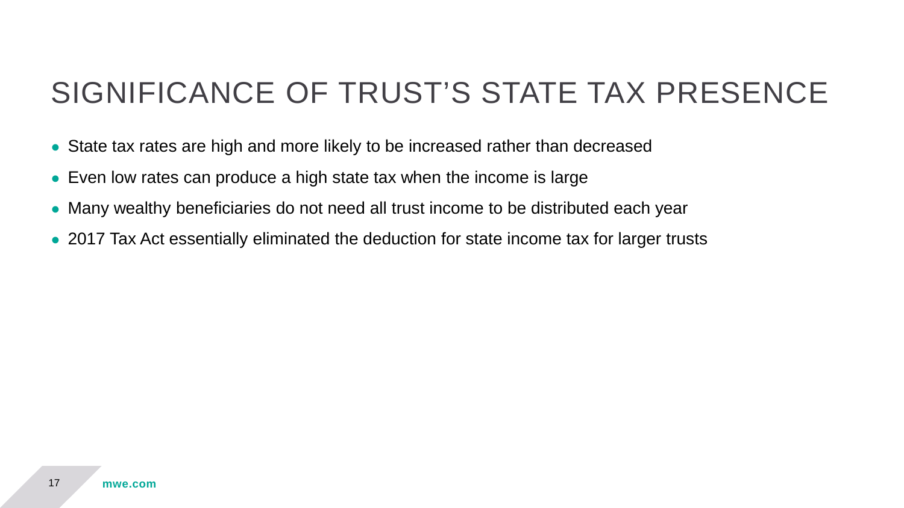# SIGNIFICANCE OF TRUST'S STATE TAX PRESENCE

- State tax rates are high and more likely to be increased rather than decreased
- Even low rates can produce a high state tax when the income is large
- Many wealthy beneficiaries do not need all trust income to be distributed each year
- 2017 Tax Act essentially eliminated the deduction for state income tax for larger trusts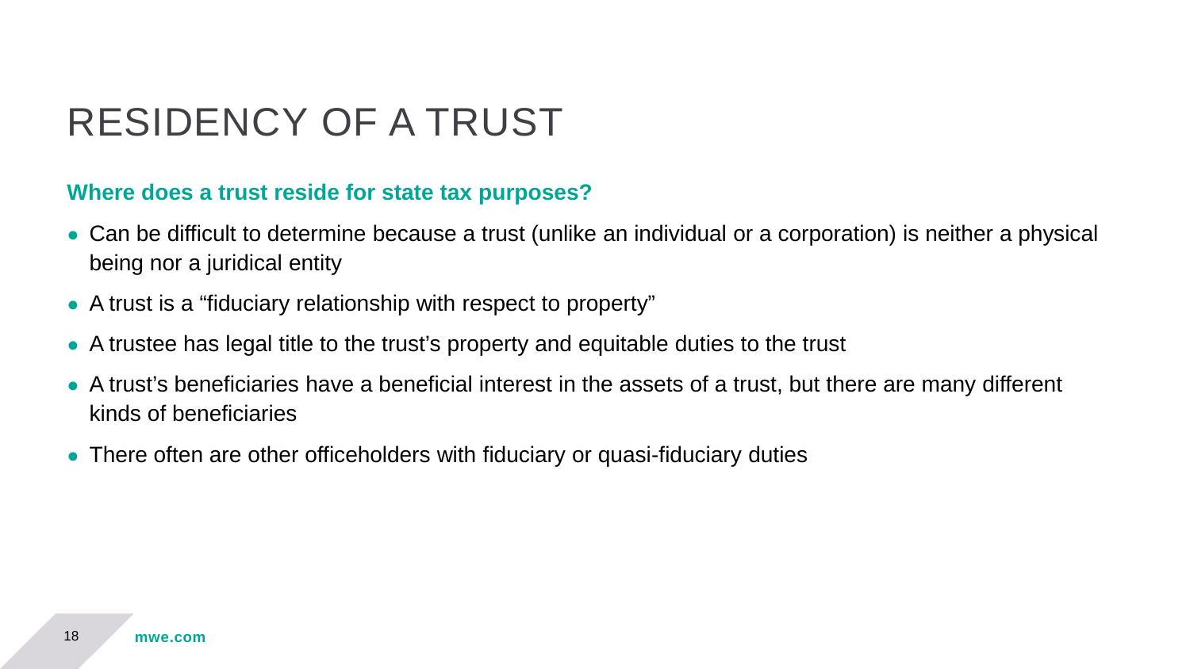# RESIDENCY OF A TRUST

**Where does a trust reside for state tax purposes?**

- Can be difficult to determine because a trust (unlike an individual or a corporation) is neither a physical being nor a juridical entity
- A trust is a "fiduciary relationship with respect to property"
- A trustee has legal title to the trust's property and equitable duties to the trust
- A trust's beneficiaries have a beneficial interest in the assets of a trust, but there are many different kinds of beneficiaries
- There often are other officeholders with fiduciary or quasi-fiduciary duties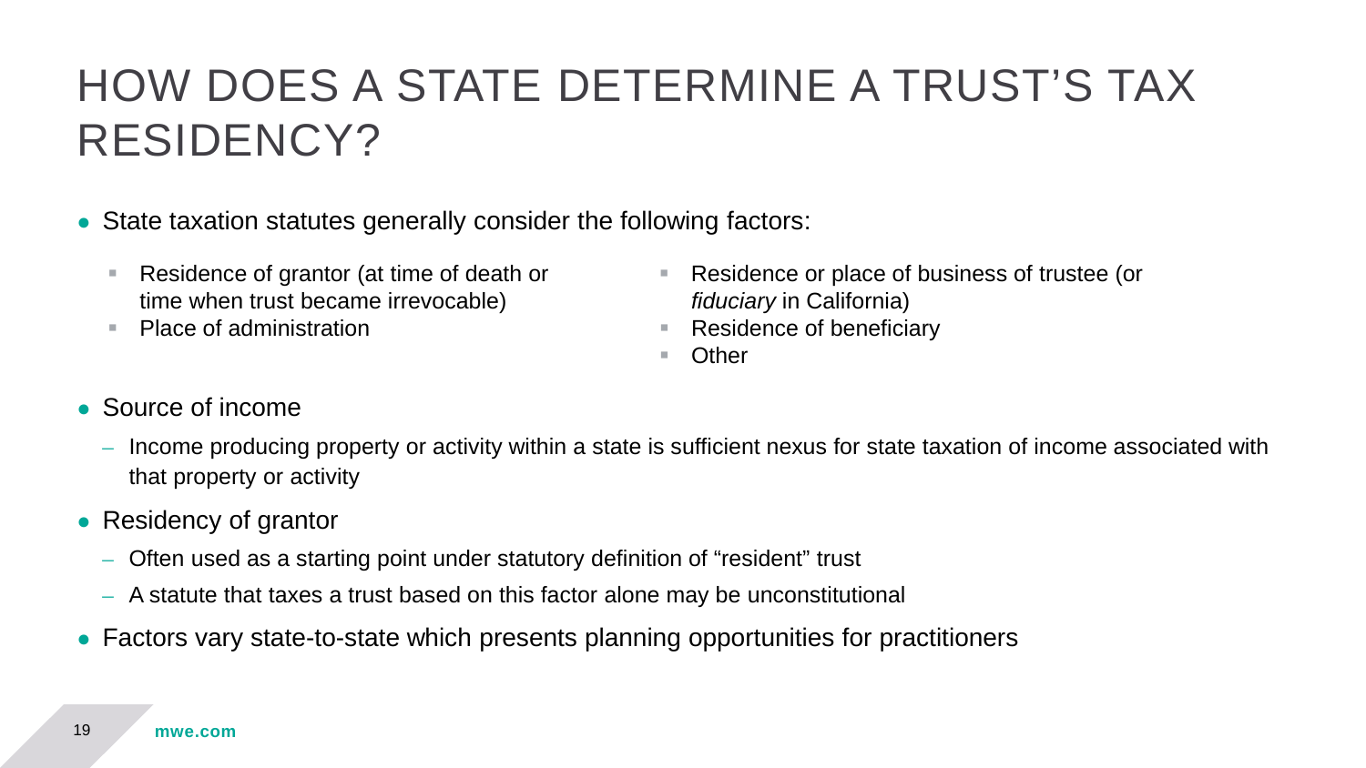# HOW DOES A STATE DETERMINE A TRUST'S TAX RESIDENCY?

- State taxation statutes generally consider the following factors:
  - Residence of grantor (at time of death or time when trust became irrevocable)
  - Place of administration
  - Residence or place of business of trustee (or *fiduciary* in California)
  - Residence of beneficiary
  - Other
- Source of income
  - Income producing property or activity within a state is sufficient nexus for state taxation of income associated with that property or activity
- Residency of grantor
  - Often used as a starting point under statutory definition of "resident" trust
  - A statute that taxes a trust based on this factor alone may be unconstitutional
- Factors vary state-to-state which presents planning opportunities for practitioners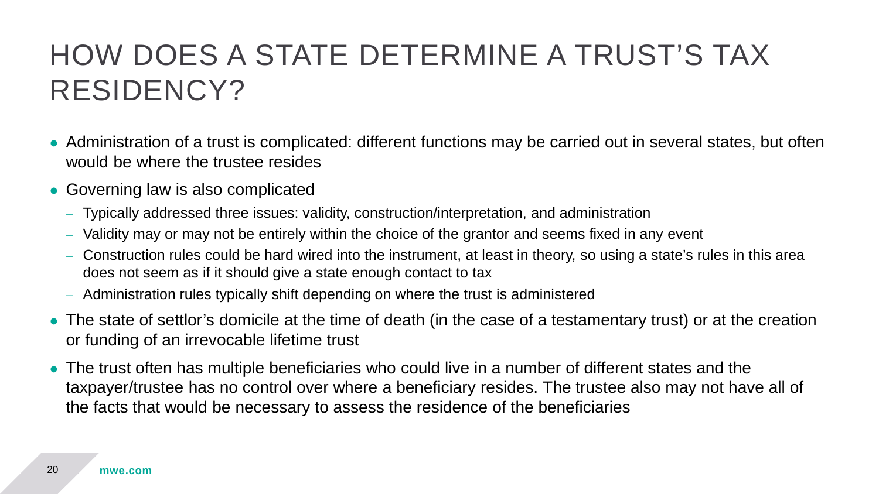# HOW DOES A STATE DETERMINE A TRUST'S TAX RESIDENCY?

- Administration of a trust is complicated: different functions may be carried out in several states, but often would be where the trustee resides
- Governing law is also complicated
  - Typically addressed three issues: validity, construction/interpretation, and administration
  - Validity may or may not be entirely within the choice of the grantor and seems fixed in any event
  - Construction rules could be hard wired into the instrument, at least in theory, so using a state's rules in this area does not seem as if it should give a state enough contact to tax
  - Administration rules typically shift depending on where the trust is administered
- The state of settlor's domicile at the time of death (in the case of a testamentary trust) or at the creation or funding of an irrevocable lifetime trust
- The trust often has multiple beneficiaries who could live in a number of different states and the taxpayer/trustee has no control over where a beneficiary resides. The trustee also may not have all of the facts that would be necessary to assess the residence of the beneficiaries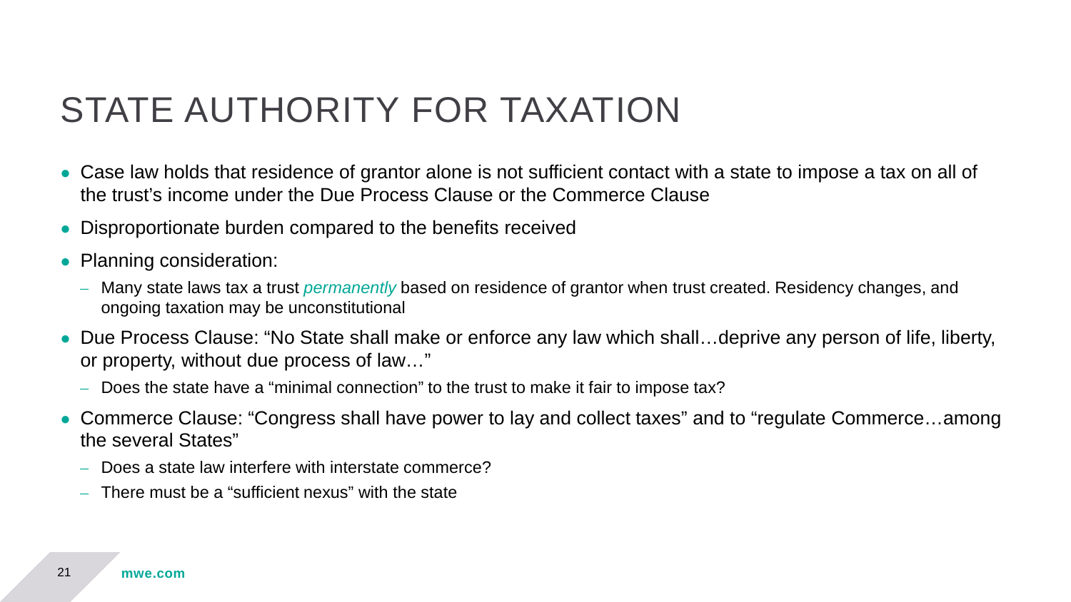# STATE AUTHORITY FOR TAXATION

- Case law holds that residence of grantor alone is not sufficient contact with a state to impose a tax on all of the trust's income under the Due Process Clause or the Commerce Clause
- Disproportionate burden compared to the benefits received
- Planning consideration:
  - Many state laws tax a trust *permanently* based on residence of grantor when trust created. Residency changes, and ongoing taxation may be unconstitutional
- Due Process Clause: "No State shall make or enforce any law which shall…deprive any person of life, liberty, or property, without due process of law…"
  - Does the state have a "minimal connection" to the trust to make it fair to impose tax?
- Commerce Clause: "Congress shall have power to lay and collect taxes" and to "regulate Commerce…among the several States"
  - Does a state law interfere with interstate commerce?
  - There must be a "sufficient nexus" with the state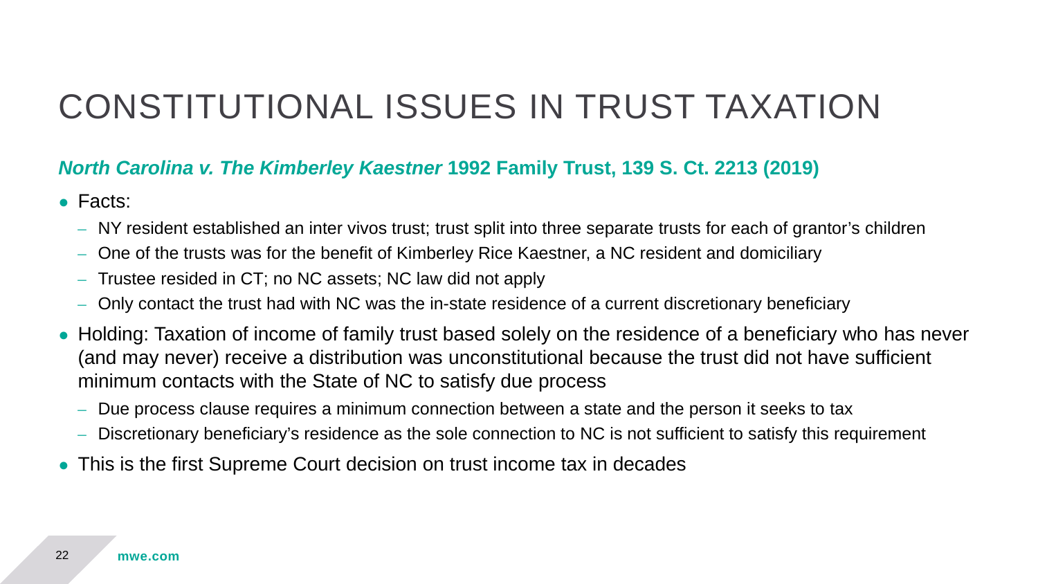# CONSTITUTIONAL ISSUES IN TRUST TAXATION

## *North Carolina v. The Kimberley Kaestner* 1992 Family Trust, 139 S. Ct. 2213 (2019)

- Facts:
  - NY resident established an inter vivos trust; trust split into three separate trusts for each of grantor's children
  - One of the trusts was for the benefit of Kimberley Rice Kaestner, a NC resident and domiciliary
  - Trustee resided in CT; no NC assets; NC law did not apply
  - Only contact the trust had with NC was the in-state residence of a current discretionary beneficiary
- Holding: Taxation of income of family trust based solely on the residence of a beneficiary who has never (and may never) receive a distribution was unconstitutional because the trust did not have sufficient minimum contacts with the State of NC to satisfy due process
  - Due process clause requires a minimum connection between a state and the person it seeks to tax
  - Discretionary beneficiary's residence as the sole connection to NC is not sufficient to satisfy this requirement
- This is the first Supreme Court decision on trust income tax in decades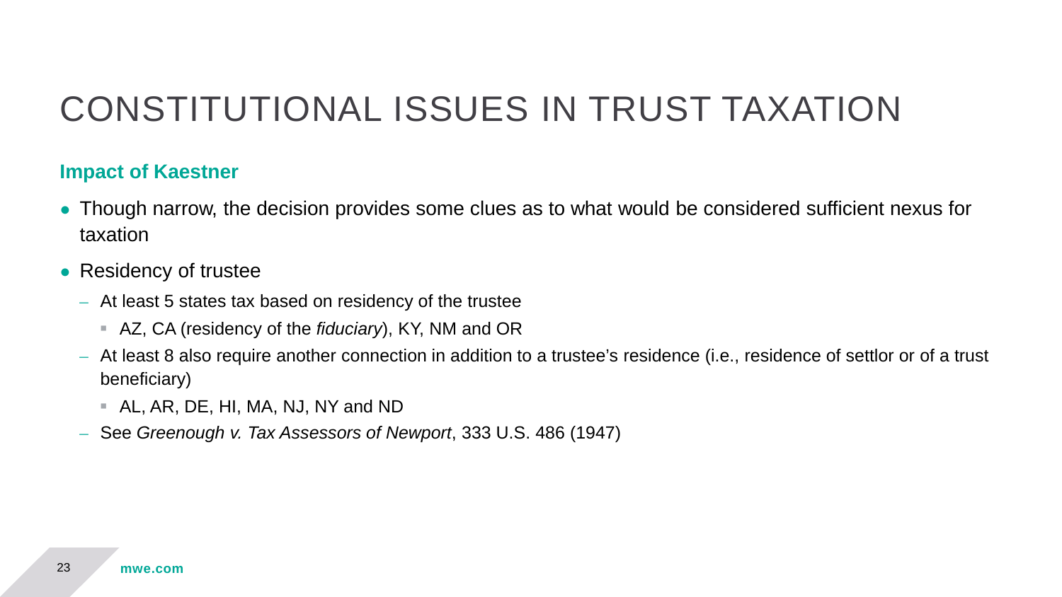# CONSTITUTIONAL ISSUES IN TRUST TAXATION

## Impact of Kaestner

- Though narrow, the decision provides some clues as to what would be considered sufficient nexus for taxation
- Residency of trustee
  - At least 5 states tax based on residency of the trustee
    - AZ, CA (residency of the *fiduciary*), KY, NM and OR
  - At least 8 also require another connection in addition to a trustee's residence (i.e., residence of settlor or of a trust beneficiary)
    - AL, AR, DE, HI, MA, NJ, NY and ND
  - See *Greenough v. Tax Assessors of Newport*, 333 U.S. 486 (1947)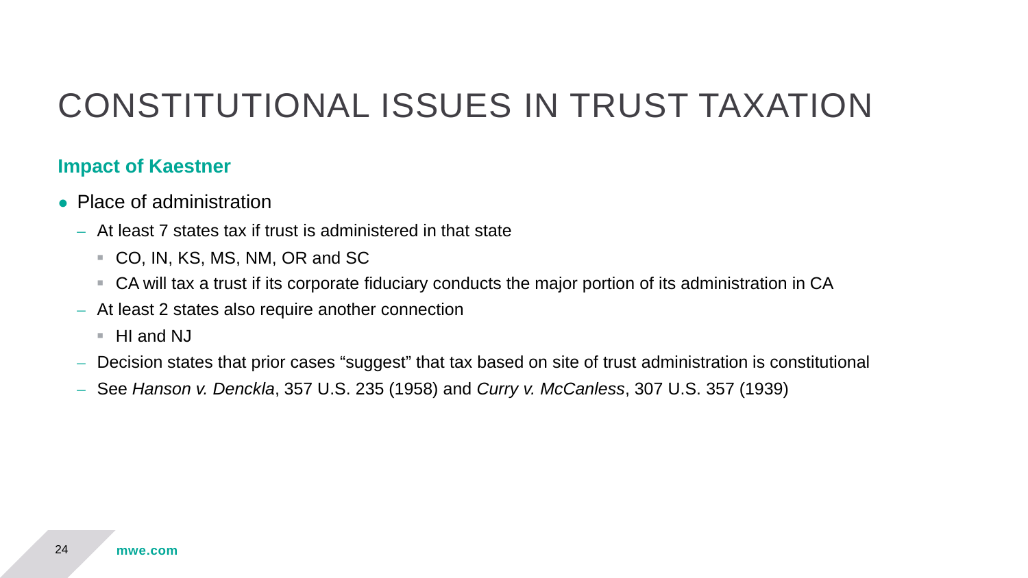# CONSTITUTIONAL ISSUES IN TRUST TAXATION

**Impact of Kaestner**

- Place of administration
  - At least 7 states tax if trust is administered in that state
    - CO, IN, KS, MS, NM, OR and SC
    - CA will tax a trust if its corporate fiduciary conducts the major portion of its administration in CA
  - At least 2 states also require another connection
    - HI and NJ
  - Decision states that prior cases "suggest" that tax based on site of trust administration is constitutional
  - See *Hanson v. Denckla*, 357 U.S. 235 (1958) and *Curry v. McCanless*, 307 U.S. 357 (1939)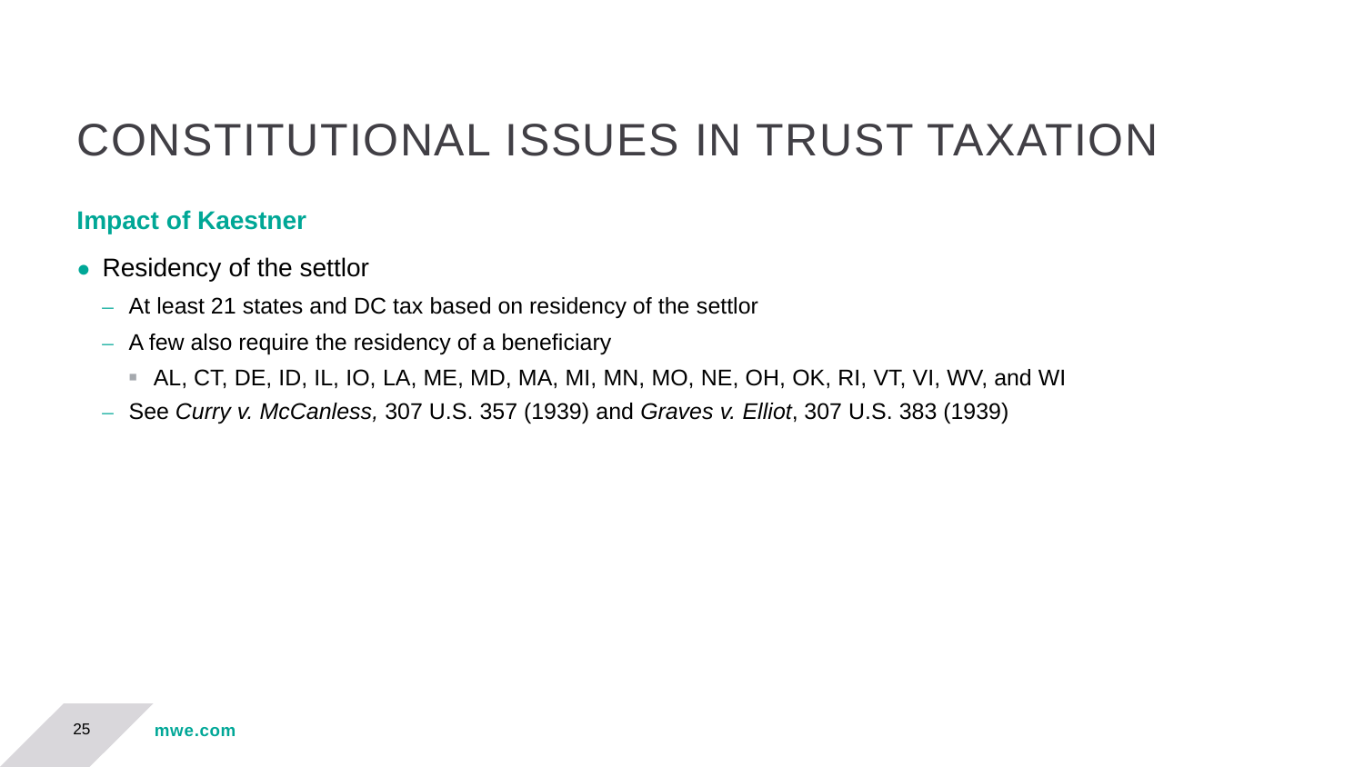# CONSTITUTIONAL ISSUES IN TRUST TAXATION

## Impact of Kaestner

- Residency of the settlor
  - At least 21 states and DC tax based on residency of the settlor
  - A few also require the residency of a beneficiary
    - AL, CT, DE, ID, IL, IO, LA, ME, MD, MA, MI, MN, MO, NE, OH, OK, RI, VT, VI, WV, and WI
  - See *Curry v. McCanless,* 307 U.S. 357 (1939) and *Graves v. Elliot*, 307 U.S. 383 (1939)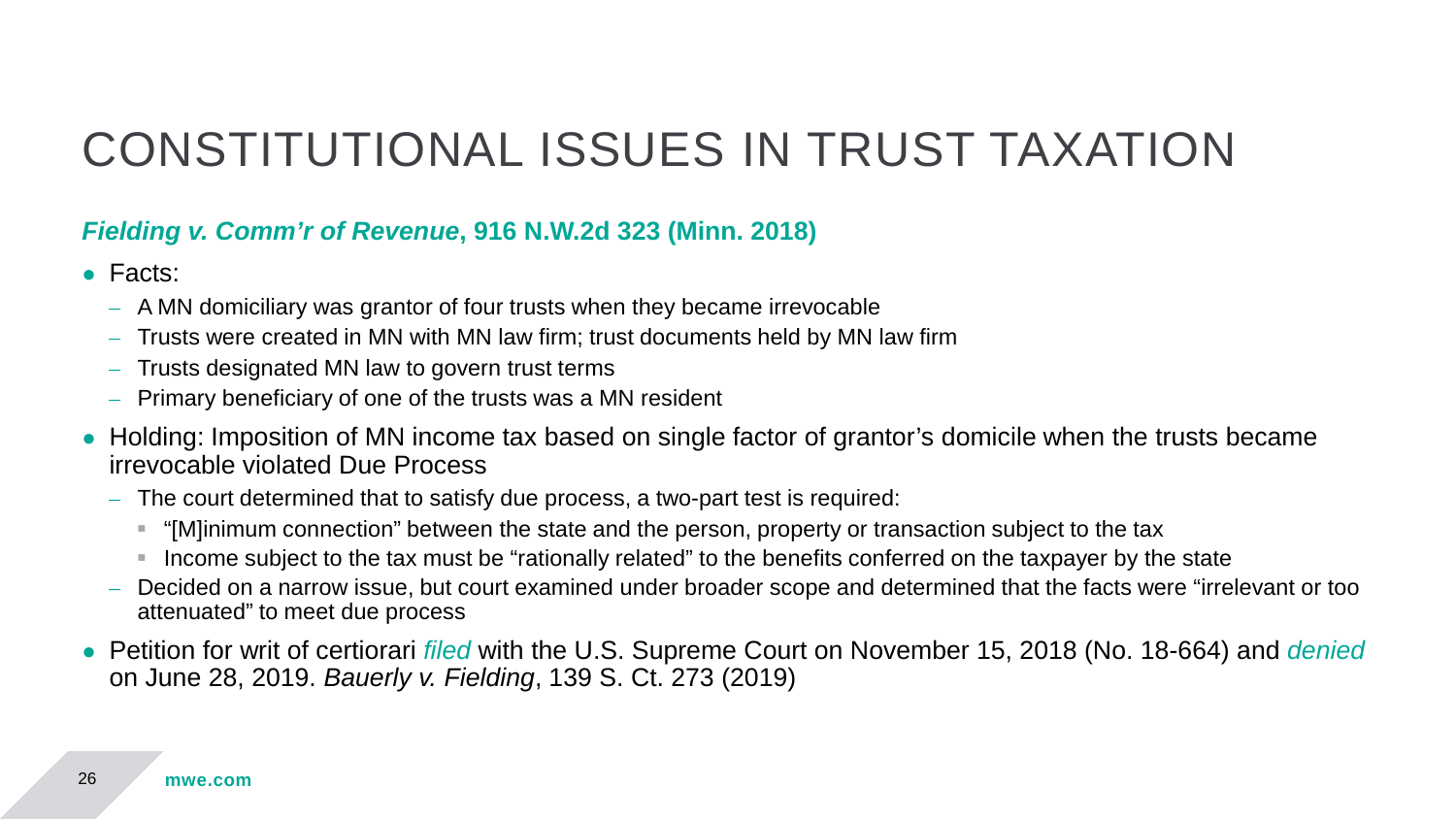# CONSTITUTIONAL ISSUES IN TRUST TAXATION

***Fielding v. Comm'r of Revenue*, 916 N.W.2d 323 (Minn. 2018)**

- Facts:
  - A MN domiciliary was grantor of four trusts when they became irrevocable
  - Trusts were created in MN with MN law firm; trust documents held by MN law firm
  - Trusts designated MN law to govern trust terms
  - Primary beneficiary of one of the trusts was a MN resident
- Holding: Imposition of MN income tax based on single factor of grantor's domicile when the trusts became irrevocable violated Due Process
  - The court determined that to satisfy due process, a two-part test is required:
    - "[M]inimum connection" between the state and the person, property or transaction subject to the tax
    - Income subject to the tax must be "rationally related" to the benefits conferred on the taxpayer by the state
  - Decided on a narrow issue, but court examined under broader scope and determined that the facts were "irrelevant or too attenuated" to meet due process
- Petition for writ of certiorari *filed* with the U.S. Supreme Court on November 15, 2018 (No. 18-664) and *denied* on June 28, 2019. *Bauerly v. Fielding*, 139 S. Ct. 273 (2019)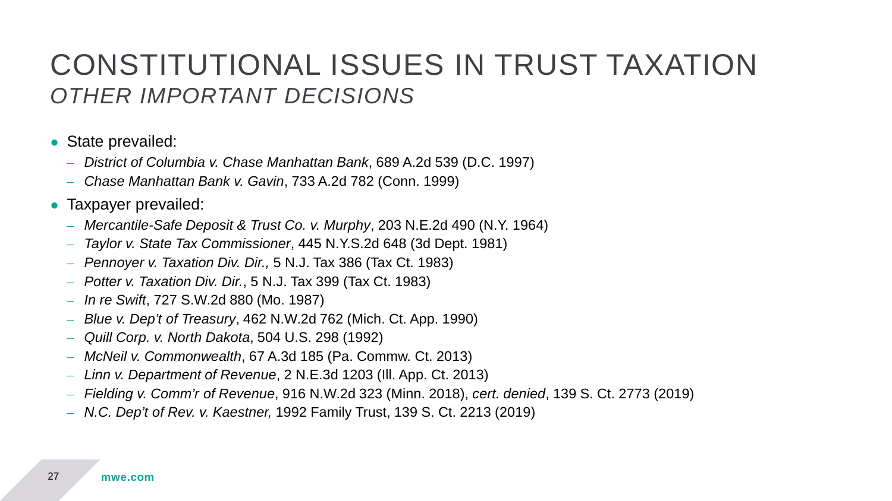# CONSTITUTIONAL ISSUES IN TRUST TAXATION

## *OTHER IMPORTANT DECISIONS*

- State prevailed:
  - *District of Columbia v. Chase Manhattan Bank*, 689 A.2d 539 (D.C. 1997)
  - *Chase Manhattan Bank v. Gavin*, 733 A.2d 782 (Conn. 1999)
- Taxpayer prevailed:
  - *Mercantile-Safe Deposit & Trust Co. v. Murphy*, 203 N.E.2d 490 (N.Y. 1964)
  - *Taylor v. State Tax Commissioner*, 445 N.Y.S.2d 648 (3d Dept. 1981)
  - *Pennoyer v. Taxation Div. Dir.,* 5 N.J. Tax 386 (Tax Ct. 1983)
  - *Potter v. Taxation Div. Dir.*, 5 N.J. Tax 399 (Tax Ct. 1983)
  - *In re Swift*, 727 S.W.2d 880 (Mo. 1987)
  - *Blue v. Dep't of Treasury*, 462 N.W.2d 762 (Mich. Ct. App. 1990)
  - *Quill Corp. v. North Dakota*, 504 U.S. 298 (1992)
  - *McNeil v. Commonwealth*, 67 A.3d 185 (Pa. Commw. Ct. 2013)
  - *Linn v. Department of Revenue*, 2 N.E.3d 1203 (Ill. App. Ct. 2013)
  - *Fielding v. Comm'r of Revenue*, 916 N.W.2d 323 (Minn. 2018), *cert. denied*, 139 S. Ct. 2773 (2019)
  - *N.C. Dep't of Rev. v. Kaestner,* 1992 Family Trust, 139 S. Ct. 2213 (2019)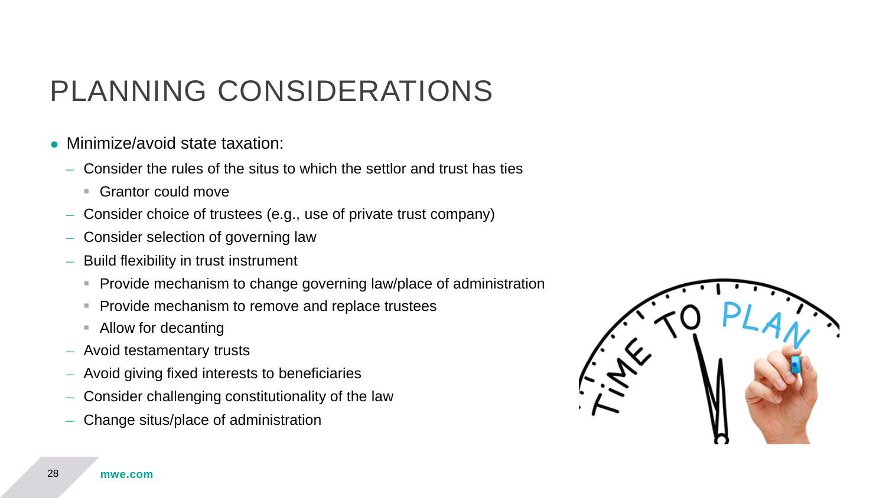# PLANNING CONSIDERATIONS

- Minimize/avoid state taxation:
  - Consider the rules of the situs to which the settlor and trust has ties
    - Grantor could move
  - Consider choice of trustees (e.g., use of private trust company)
  - Consider selection of governing law
  - Build flexibility in trust instrument
    - Provide mechanism to change governing law/place of administration
    - Provide mechanism to remove and replace trustees
    - Allow for decanting
  - Avoid testamentary trusts
  - Avoid giving fixed interests to beneficiaries
  - Consider challenging constitutionality of the law
  - Change situs/place of administration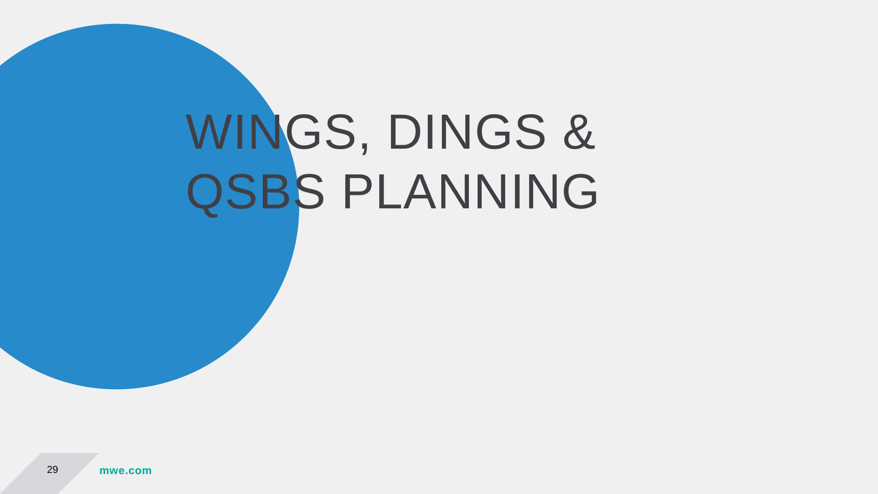# WINGS, DINGS & QSBS PLANNING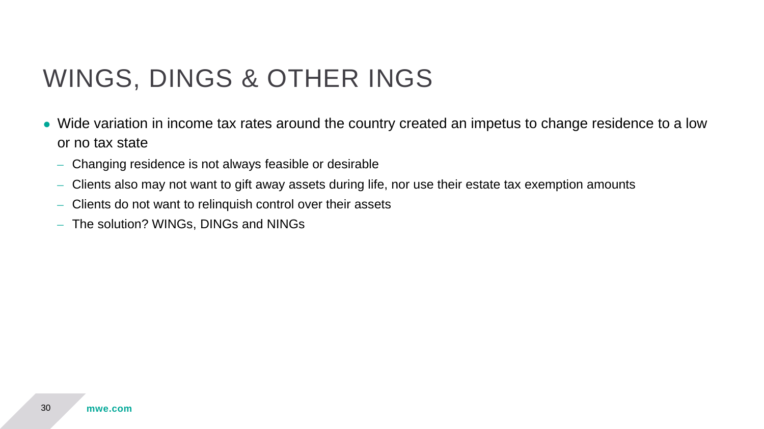# WINGS, DINGS & OTHER INGS

- Wide variation in income tax rates around the country created an impetus to change residence to a low or no tax state
  - Changing residence is not always feasible or desirable
  - Clients also may not want to gift away assets during life, nor use their estate tax exemption amounts
  - Clients do not want to relinquish control over their assets
  - The solution? WINGs, DINGs and NINGs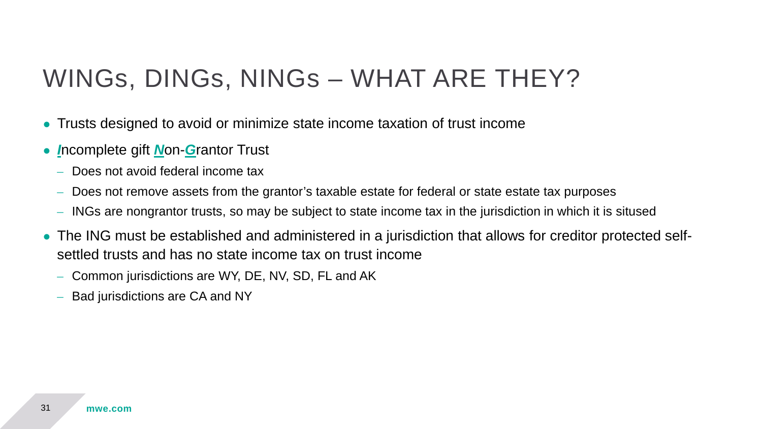# WINGs, DINGs, NINGs – WHAT ARE THEY?

- Trusts designed to avoid or minimize state income taxation of trust income
- ***I***ncomplete gift ***N***on-***G***rantor Trust
  - Does not avoid federal income tax
  - Does not remove assets from the grantor's taxable estate for federal or state estate tax purposes
  - INGs are nongrantor trusts, so may be subject to state income tax in the jurisdiction in which it is sitused
- The ING must be established and administered in a jurisdiction that allows for creditor protected self-settled trusts and has no state income tax on trust income
  - Common jurisdictions are WY, DE, NV, SD, FL and AK
  - Bad jurisdictions are CA and NY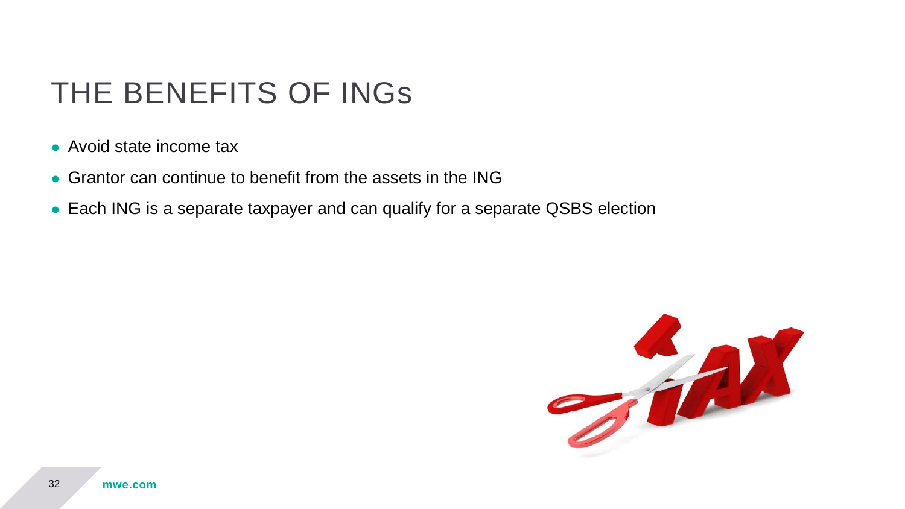# THE BENEFITS OF INGs

- Avoid state income tax
- Grantor can continue to benefit from the assets in the ING
- Each ING is a separate taxpayer and can qualify for a separate QSBS election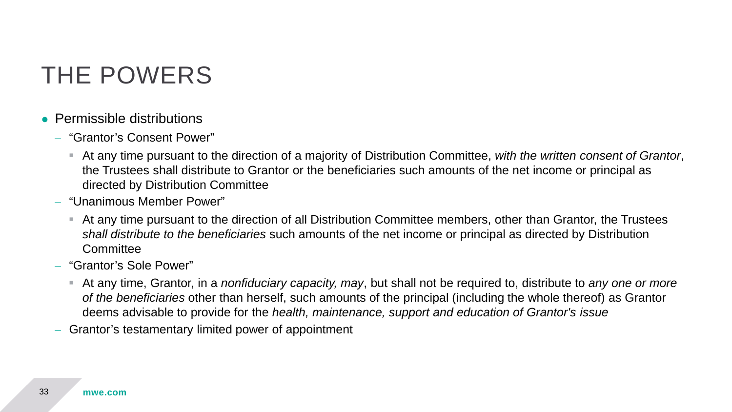# THE POWERS

- Permissible distributions
  - "Grantor's Consent Power"
    - At any time pursuant to the direction of a majority of Distribution Committee, *with the written consent of Grantor*, the Trustees shall distribute to Grantor or the beneficiaries such amounts of the net income or principal as directed by Distribution Committee
  - "Unanimous Member Power"
    - At any time pursuant to the direction of all Distribution Committee members, other than Grantor, the Trustees *shall distribute to the beneficiaries* such amounts of the net income or principal as directed by Distribution Committee
  - "Grantor's Sole Power"
    - At any time, Grantor, in a *nonfiduciary capacity, may*, but shall not be required to, distribute to *any one or more of the beneficiaries* other than herself, such amounts of the principal (including the whole thereof) as Grantor deems advisable to provide for the *health, maintenance, support and education of Grantor's issue*
  - Grantor's testamentary limited power of appointment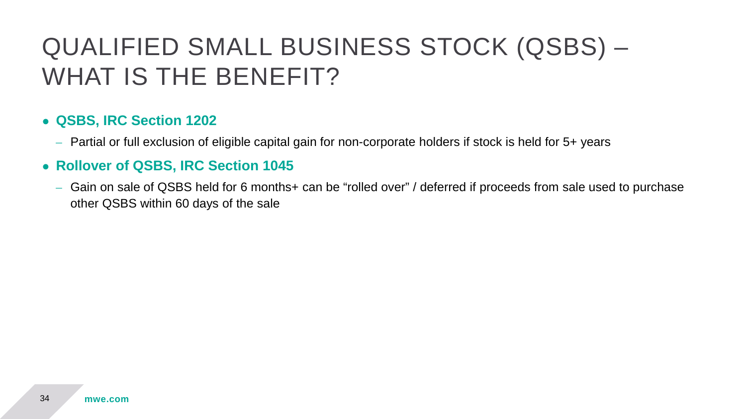# QUALIFIED SMALL BUSINESS STOCK (QSBS) – WHAT IS THE BENEFIT?

- **QSBS, IRC Section 1202**
  - Partial or full exclusion of eligible capital gain for non-corporate holders if stock is held for 5+ years
- **Rollover of QSBS, IRC Section 1045**
  - Gain on sale of QSBS held for 6 months+ can be “rolled over” / deferred if proceeds from sale used to purchase other QSBS within 60 days of the sale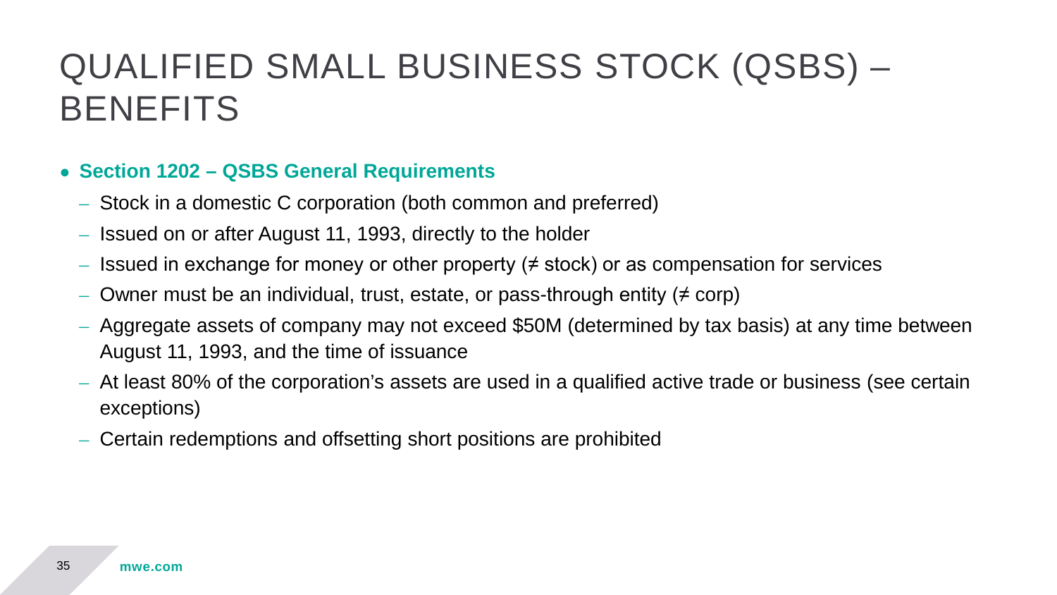# QUALIFIED SMALL BUSINESS STOCK (QSBS) – BENEFITS

- **Section 1202 – QSBS General Requirements**
  - Stock in a domestic C corporation (both common and preferred)
  - Issued on or after August 11, 1993, directly to the holder
  - Issued in exchange for money or other property (≠ stock) or as compensation for services
  - Owner must be an individual, trust, estate, or pass-through entity (≠ corp)
  - Aggregate assets of company may not exceed $50M (determined by tax basis) at any time between August 11, 1993, and the time of issuance
  - At least 80% of the corporation's assets are used in a qualified active trade or business (see certain exceptions)
  - Certain redemptions and offsetting short positions are prohibited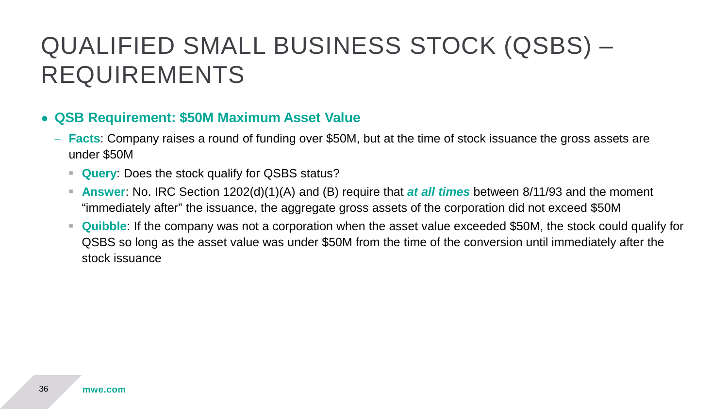# QUALIFIED SMALL BUSINESS STOCK (QSBS) – REQUIREMENTS

- **QSB Requirement: $50M Maximum Asset Value**
  - **Facts**: Company raises a round of funding over $50M, but at the time of stock issuance the gross assets are under $50M
    - **Query**: Does the stock qualify for QSBS status?
    - **Answer**: No. IRC Section 1202(d)(1)(A) and (B) require that ***at all times*** between 8/11/93 and the moment "immediately after" the issuance, the aggregate gross assets of the corporation did not exceed $50M
    - **Quibble**: If the company was not a corporation when the asset value exceeded $50M, the stock could qualify for QSBS so long as the asset value was under $50M from the time of the conversion until immediately after the stock issuance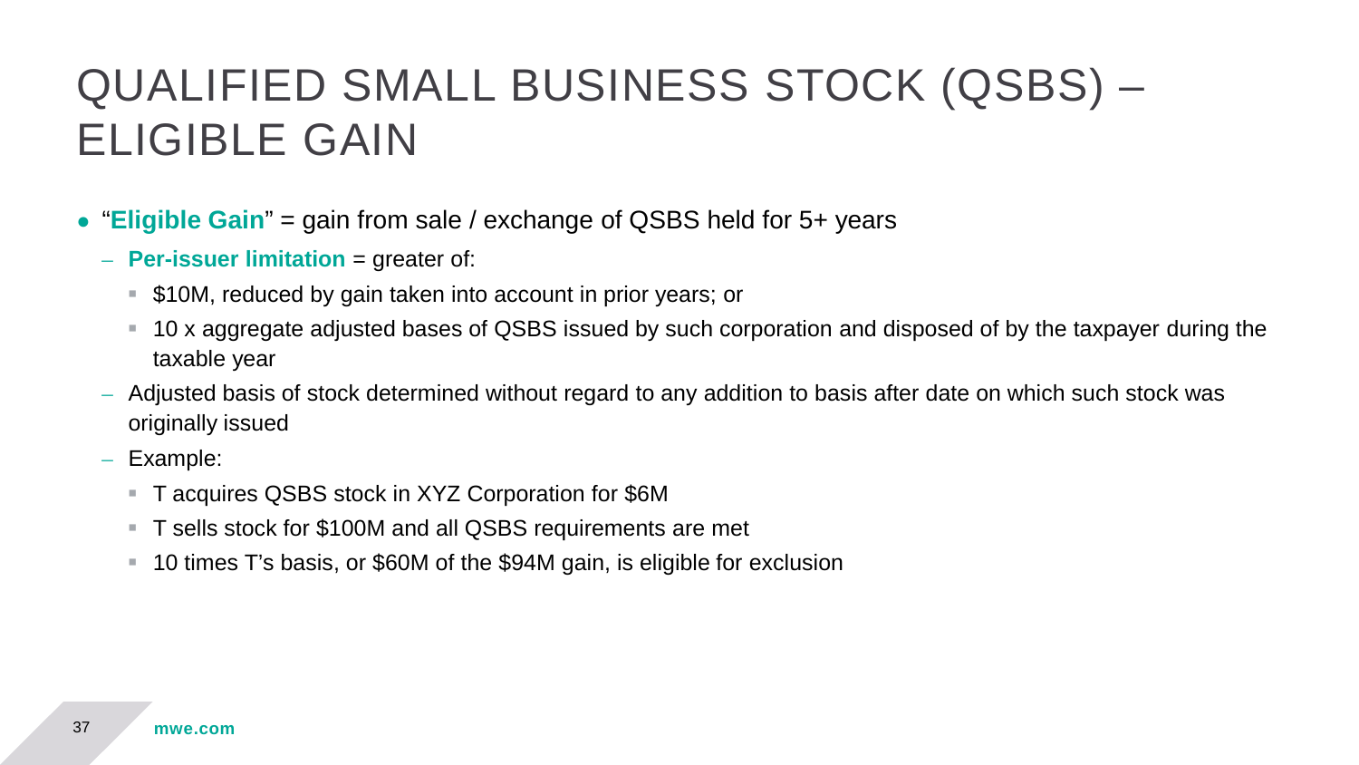# QUALIFIED SMALL BUSINESS STOCK (QSBS) – ELIGIBLE GAIN

- "**Eligible Gain**" = gain from sale / exchange of QSBS held for 5+ years
  - **Per-issuer limitation** = greater of:
    - $10M, reduced by gain taken into account in prior years; or
    - 10 x aggregate adjusted bases of QSBS issued by such corporation and disposed of by the taxpayer during the taxable year
  - Adjusted basis of stock determined without regard to any addition to basis after date on which such stock was originally issued
  - Example:
    - T acquires QSBS stock in XYZ Corporation for $6M
    - T sells stock for $100M and all QSBS requirements are met
    - 10 times T's basis, or $60M of the $94M gain, is eligible for exclusion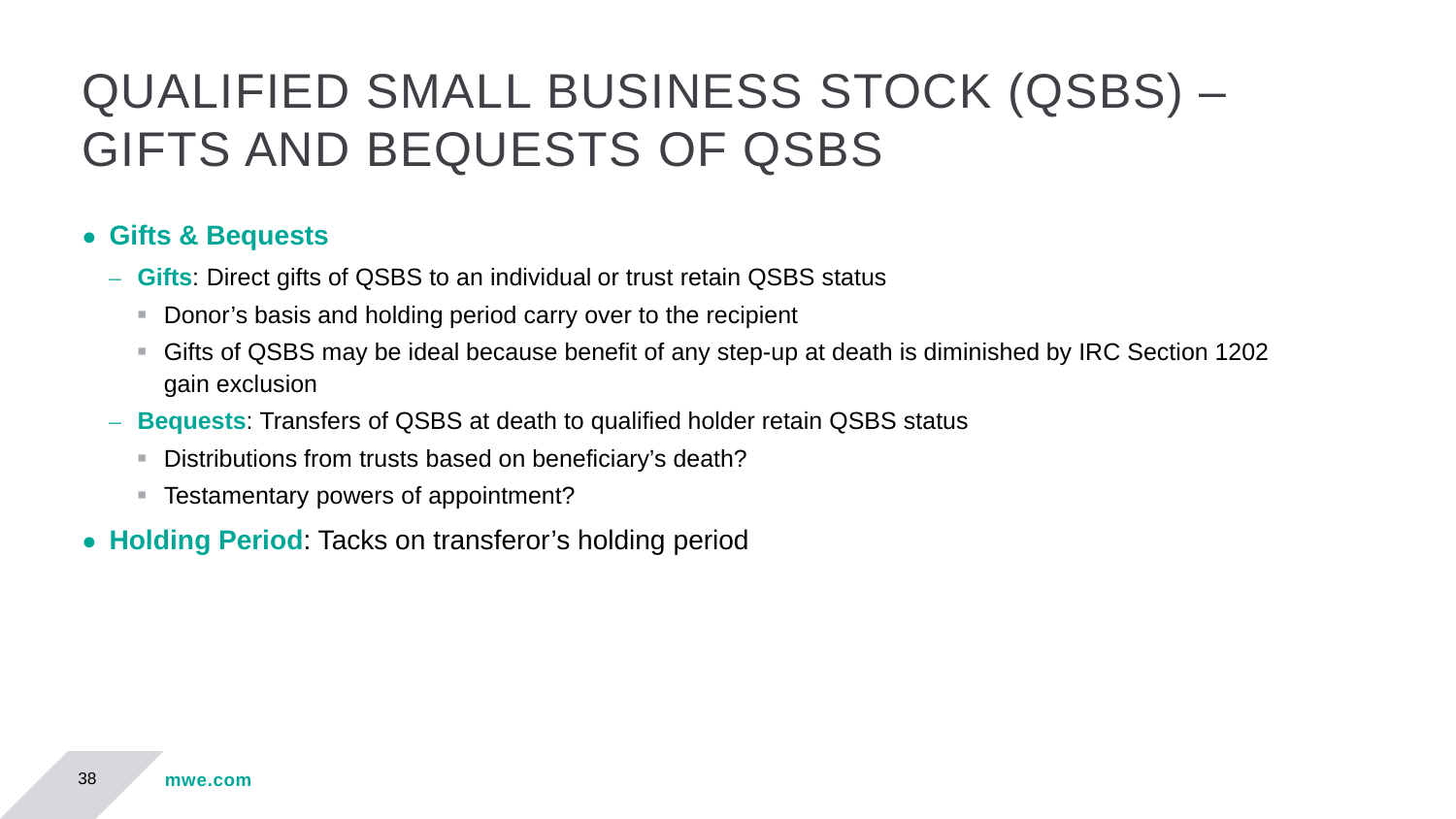# QUALIFIED SMALL BUSINESS STOCK (QSBS) – GIFTS AND BEQUESTS OF QSBS

- **Gifts & Bequests**
  - **Gifts**: Direct gifts of QSBS to an individual or trust retain QSBS status
    - Donor's basis and holding period carry over to the recipient
    - Gifts of QSBS may be ideal because benefit of any step-up at death is diminished by IRC Section 1202 gain exclusion
  - **Bequests**: Transfers of QSBS at death to qualified holder retain QSBS status
    - Distributions from trusts based on beneficiary's death?
    - Testamentary powers of appointment?
- **Holding Period**: Tacks on transferor's holding period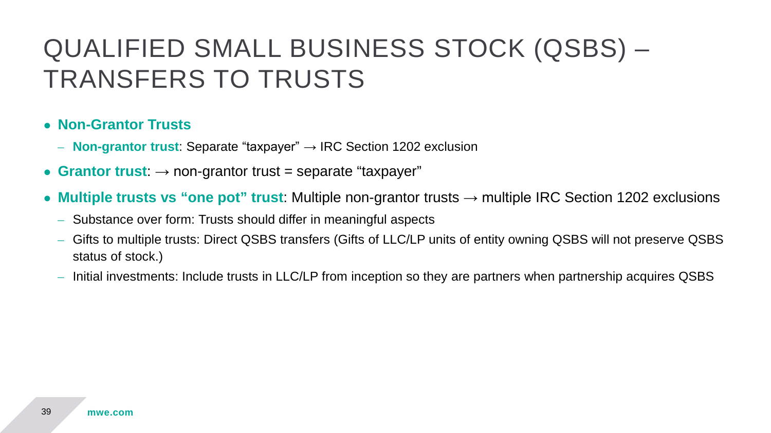# QUALIFIED SMALL BUSINESS STOCK (QSBS) – TRANSFERS TO TRUSTS

- **Non-Grantor Trusts**
  - **Non-grantor trust**: Separate “taxpayer” → IRC Section 1202 exclusion
- **Grantor trust**: → non-grantor trust = separate “taxpayer”
- **Multiple trusts vs “one pot” trust**: Multiple non-grantor trusts → multiple IRC Section 1202 exclusions
  - Substance over form: Trusts should differ in meaningful aspects
  - Gifts to multiple trusts: Direct QSBS transfers (Gifts of LLC/LP units of entity owning QSBS will not preserve QSBS status of stock.)
  - Initial investments: Include trusts in LLC/LP from inception so they are partners when partnership acquires QSBS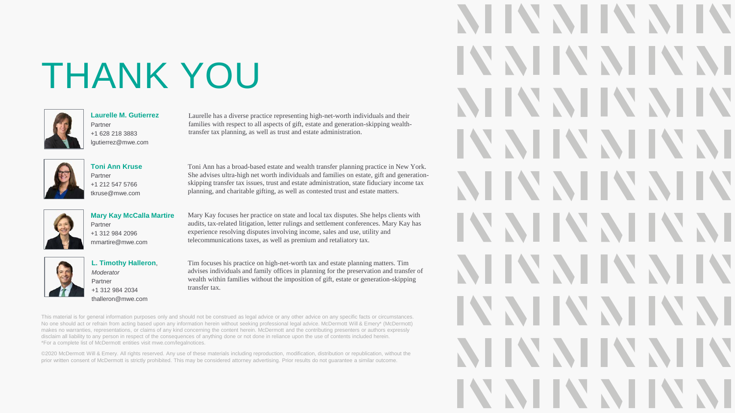# THANK YOU

**Laurelle M. Gutierrez**
Partner
+1 628 218 3883
lgutierrez@mwe.com

Laurelle has a diverse practice representing high-net-worth individuals and their families with respect to all aspects of gift, estate and generation-skipping wealth-transfer tax planning, as well as trust and estate administration.

**Toni Ann Kruse**
Partner
+1 212 547 5766
tkruse@mwe.com

Toni Ann has a broad-based estate and wealth transfer planning practice in New York. She advises ultra-high net worth individuals and families on estate, gift and generation-skipping transfer tax issues, trust and estate administration, state fiduciary income tax planning, and charitable gifting, as well as contested trust and estate matters.

**Mary Kay McCalla Martire**
Partner
+1 312 984 2096
mmartire@mwe.com

Mary Kay focuses her practice on state and local tax disputes. She helps clients with audits, tax-related litigation, letter rulings and settlement conferences. Mary Kay has experience resolving disputes involving income, sales and use, utility and telecommunications taxes, as well as premium and retaliatory tax.

**L. Timothy Halleron**, *Moderator*
Partner
+1 312 984 2034
thalleron@mwe.com

Tim focuses his practice on high-net-worth tax and estate planning matters. Tim advises individuals and family offices in planning for the preservation and transfer of wealth within families without the imposition of gift, estate or generation-skipping transfer tax.

This material is for general information purposes only and should not be construed as legal advice or any other advice on any specific facts or circumstances. No one should act or refrain from acting based upon any information herein without seeking professional legal advice. McDermott Will & Emery* (McDermott) makes no warranties, representations, or claims of any kind concerning the content herein. McDermott and the contributing presenters or authors expressly disclaim all liability to any person in respect of the consequences of anything done or not done in reliance upon the use of contents included herein.
*For a complete list of McDermott entities visit mwe.com/legalnotices.

©2020 McDermott Will & Emery. All rights reserved. Any use of these materials including reproduction, modification, distribution or republication, without the prior written consent of McDermott is strictly prohibited. This may be considered attorney advertising. Prior results do not guarantee a similar outcome.